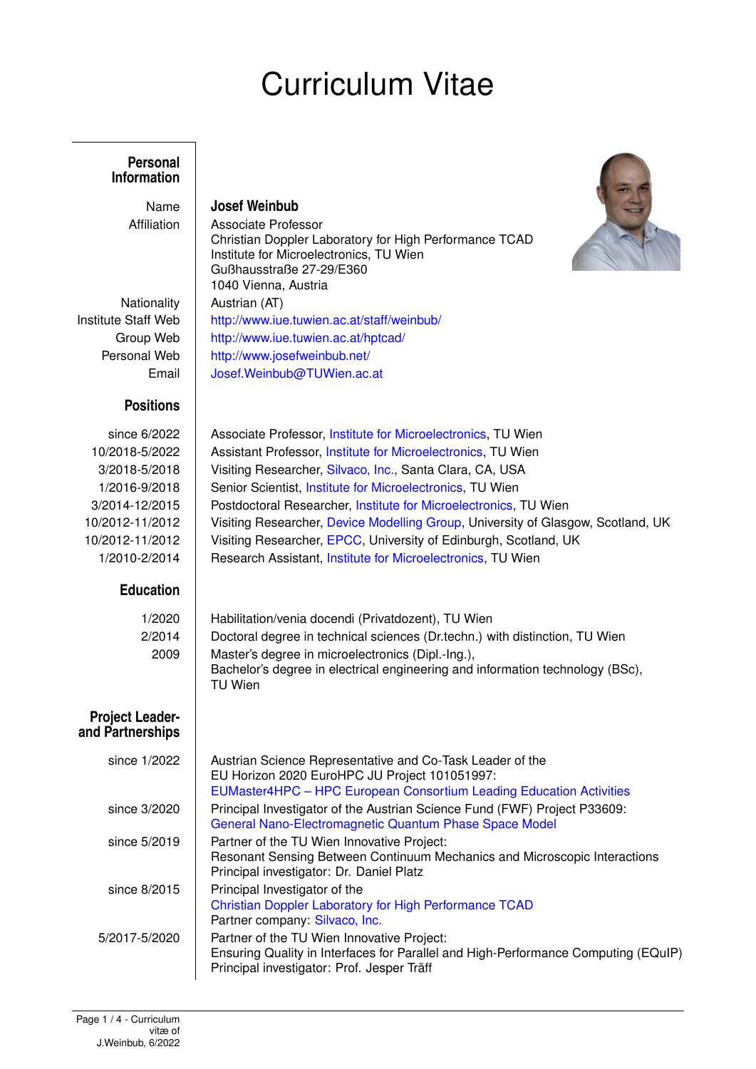# Curriculum Vitae

## Personal Information

| | |
|---|---|
| Name | **Josef Weinbub** |
| Affiliation | Associate Professor<br>Christian Doppler Laboratory for High Performance TCAD<br>Institute for Microelectronics, TU Wien<br>Gußhausstraße 27-29/E360<br>1040 Vienna, Austria |
| Nationality | Austrian (AT) |
| Institute Staff Web | http://www.iue.tuwien.ac.at/staff/weinbub/ |
| Group Web | http://www.iue.tuwien.ac.at/hptcad/ |
| Personal Web | http://www.josefweinbub.net/ |
| Email | Josef.Weinbub@TUWien.ac.at |

## Positions

| | |
|---|---|
| since 6/2022 | Associate Professor, Institute for Microelectronics, TU Wien |
| 10/2018-5/2022 | Assistant Professor, Institute for Microelectronics, TU Wien |
| 3/2018-5/2018 | Visiting Researcher, Silvaco, Inc., Santa Clara, CA, USA |
| 1/2016-9/2018 | Senior Scientist, Institute for Microelectronics, TU Wien |
| 3/2014-12/2015 | Postdoctoral Researcher, Institute for Microelectronics, TU Wien |
| 10/2012-11/2012 | Visiting Researcher, Device Modelling Group, University of Glasgow, Scotland, UK |
| 10/2012-11/2012 | Visiting Researcher, EPCC, University of Edinburgh, Scotland, UK |
| 1/2010-2/2014 | Research Assistant, Institute for Microelectronics, TU Wien |

## Education

| | |
|---|---|
| 1/2020 | Habilitation/venia docendi (Privatdozent), TU Wien |
| 2/2014 | Doctoral degree in technical sciences (Dr.techn.) with distinction, TU Wien |
| 2009 | Master's degree in microelectronics (Dipl.-Ing.),<br>Bachelor's degree in electrical engineering and information technology (BSc),<br>TU Wien |

## Project Leader- and Partnerships

| | |
|---|---|
| since 1/2022 | Austrian Science Representative and Co-Task Leader of the<br>EU Horizon 2020 EuroHPC JU Project 101051997:<br>EUMaster4HPC – HPC European Consortium Leading Education Activities |
| since 3/2020 | Principal Investigator of the Austrian Science Fund (FWF) Project P33609:<br>General Nano-Electromagnetic Quantum Phase Space Model |
| since 5/2019 | Partner of the TU Wien Innovative Project:<br>Resonant Sensing Between Continuum Mechanics and Microscopic Interactions<br>Principal investigator: Dr. Daniel Platz |
| since 8/2015 | Principal Investigator of the<br>Christian Doppler Laboratory for High Performance TCAD<br>Partner company: Silvaco, Inc. |
| 5/2017-5/2020 | Partner of the TU Wien Innovative Project:<br>Ensuring Quality in Interfaces for Parallel and High-Performance Computing (EQuIP)<br>Principal investigator: Prof. Jesper Träff |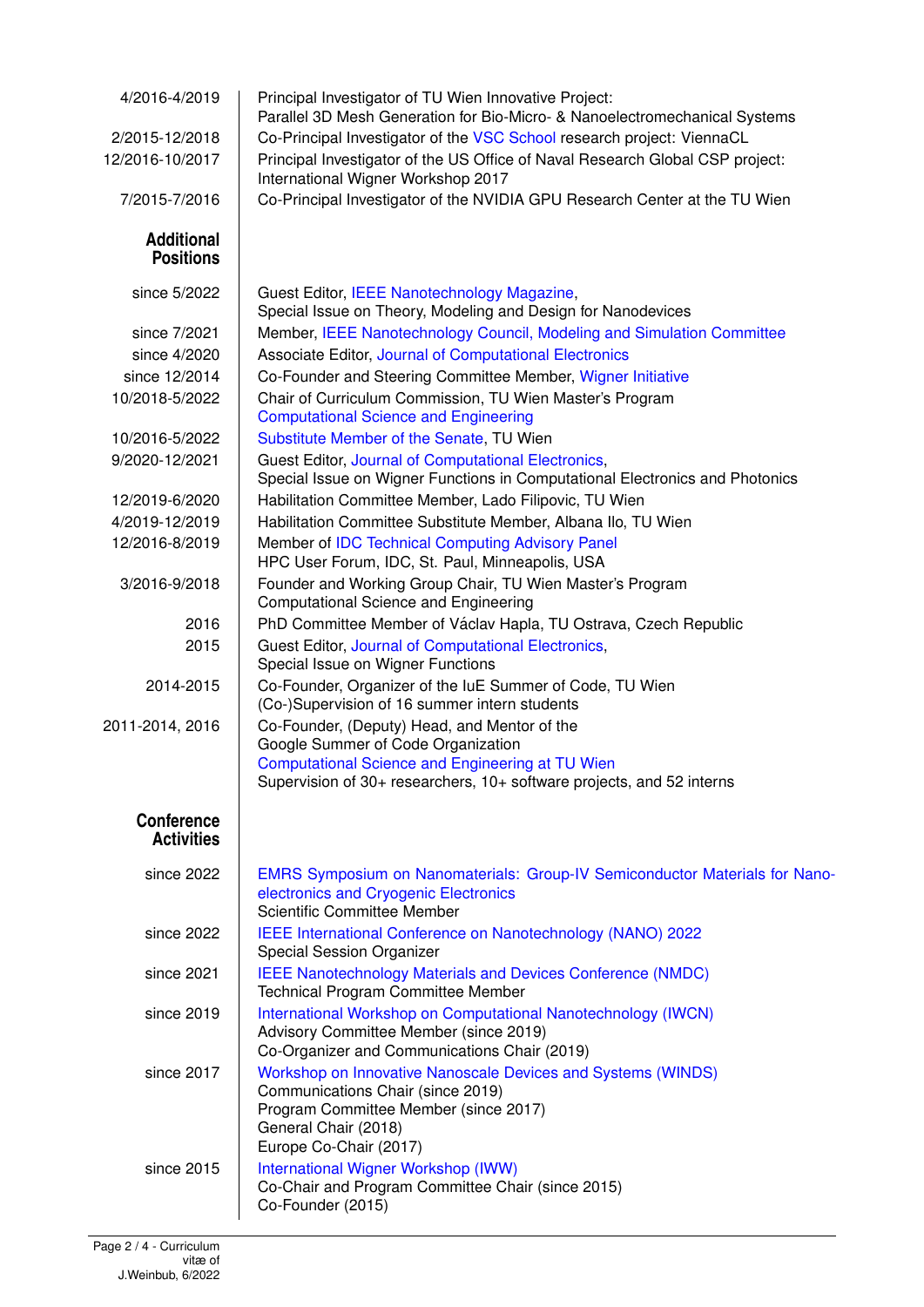| | |
|---|---|
| 4/2016-4/2019 | Principal Investigator of TU Wien Innovative Project: Parallel 3D Mesh Generation for Bio-Micro- & Nanoelectromechanical Systems |
| 2/2015-12/2018 | Co-Principal Investigator of the VSC School research project: ViennaCL |
| 12/2016-10/2017 | Principal Investigator of the US Office of Naval Research Global CSP project: International Wigner Workshop 2017 |
| 7/2015-7/2016 | Co-Principal Investigator of the NVIDIA GPU Research Center at the TU Wien |

## Additional Positions

| | |
|---|---|
| since 5/2022 | Guest Editor, IEEE Nanotechnology Magazine, Special Issue on Theory, Modeling and Design for Nanodevices |
| since 7/2021 | Member, IEEE Nanotechnology Council, Modeling and Simulation Committee |
| since 4/2020 | Associate Editor, Journal of Computational Electronics |
| since 12/2014 | Co-Founder and Steering Committee Member, Wigner Initiative |
| 10/2018-5/2022 | Chair of Curriculum Commission, TU Wien Master's Program Computational Science and Engineering |
| 10/2016-5/2022 | Substitute Member of the Senate, TU Wien |
| 9/2020-12/2021 | Guest Editor, Journal of Computational Electronics, Special Issue on Wigner Functions in Computational Electronics and Photonics |
| 12/2019-6/2020 | Habilitation Committee Member, Lado Filipovic, TU Wien |
| 4/2019-12/2019 | Habilitation Committee Substitute Member, Albana Ilo, TU Wien |
| 12/2016-8/2019 | Member of IDC Technical Computing Advisory Panel HPC User Forum, IDC, St. Paul, Minneapolis, USA |
| 3/2016-9/2018 | Founder and Working Group Chair, TU Wien Master's Program Computational Science and Engineering |
| 2016 | PhD Committee Member of Václav Hapla, TU Ostrava, Czech Republic |
| 2015 | Guest Editor, Journal of Computational Electronics, Special Issue on Wigner Functions |
| 2014-2015 | Co-Founder, Organizer of the IuE Summer of Code, TU Wien (Co-)Supervision of 16 summer intern students |
| 2011-2014, 2016 | Co-Founder, (Deputy) Head, and Mentor of the Google Summer of Code Organization Computational Science and Engineering at TU Wien Supervision of 30+ researchers, 10+ software projects, and 52 interns |

## Conference Activities

| | |
|---|---|
| since 2022 | EMRS Symposium on Nanomaterials: Group-IV Semiconductor Materials for Nano-electronics and Cryogenic Electronics<br>Scientific Committee Member |
| since 2022 | IEEE International Conference on Nanotechnology (NANO) 2022<br>Special Session Organizer |
| since 2021 | IEEE Nanotechnology Materials and Devices Conference (NMDC)<br>Technical Program Committee Member |
| since 2019 | International Workshop on Computational Nanotechnology (IWCN)<br>Advisory Committee Member (since 2019)<br>Co-Organizer and Communications Chair (2019) |
| since 2017 | Workshop on Innovative Nanoscale Devices and Systems (WINDS)<br>Communications Chair (since 2019)<br>Program Committee Member (since 2017)<br>General Chair (2018)<br>Europe Co-Chair (2017) |
| since 2015 | International Wigner Workshop (IWW)<br>Co-Chair and Program Committee Chair (since 2015)<br>Co-Founder (2015) |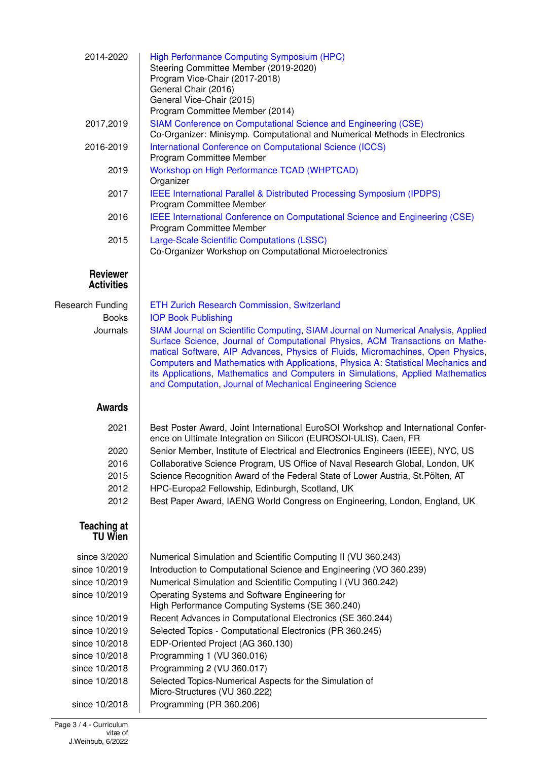2014-2020 | High Performance Computing Symposium (HPC)
Steering Committee Member (2019-2020)
Program Vice-Chair (2017-2018)
General Chair (2016)
General Vice-Chair (2015)
Program Committee Member (2014)

2017,2019 | SIAM Conference on Computational Science and Engineering (CSE)
Co-Organizer: Minisymp. Computational and Numerical Methods in Electronics

2016-2019 | International Conference on Computational Science (ICCS)
Program Committee Member

2019 | Workshop on High Performance TCAD (WHPTCAD)
Organizer

2017 | IEEE International Parallel & Distributed Processing Symposium (IPDPS)
Program Committee Member

2016 | IEEE International Conference on Computational Science and Engineering (CSE)
Program Committee Member

2015 | Large-Scale Scientific Computations (LSSC)
Co-Organizer Workshop on Computational Microelectronics

## Reviewer Activities

**Research Funding** | ETH Zurich Research Commission, Switzerland

**Books** | IOP Book Publishing

**Journals** | SIAM Journal on Scientific Computing, SIAM Journal on Numerical Analysis, Applied Surface Science, Journal of Computational Physics, ACM Transactions on Mathematical Software, AIP Advances, Physics of Fluids, Micromachines, Open Physics, Computers and Mathematics with Applications, Physica A: Statistical Mechanics and its Applications, Mathematics and Computers in Simulations, Applied Mathematics and Computation, Journal of Mechanical Engineering Science

## Awards

2021 | Best Poster Award, Joint International EuroSOI Workshop and International Conference on Ultimate Integration on Silicon (EUROSOI-ULIS), Caen, FR

2020 | Senior Member, Institute of Electrical and Electronics Engineers (IEEE), NYC, US

2016 | Collaborative Science Program, US Office of Naval Research Global, London, UK

2015 | Science Recognition Award of the Federal State of Lower Austria, St.Pölten, AT

2012 | HPC-Europa2 Fellowship, Edinburgh, Scotland, UK

2012 | Best Paper Award, IAENG World Congress on Engineering, London, England, UK

## Teaching at TU Wien

since 3/2020 | Numerical Simulation and Scientific Computing II (VU 360.243)

since 10/2019 | Introduction to Computational Science and Engineering (VO 360.239)

since 10/2019 | Numerical Simulation and Scientific Computing I (VU 360.242)

since 10/2019 | Operating Systems and Software Engineering for High Performance Computing Systems (SE 360.240)

since 10/2019 | Recent Advances in Computational Electronics (SE 360.244)

since 10/2019 | Selected Topics - Computational Electronics (PR 360.245)

since 10/2018 | EDP-Oriented Project (AG 360.130)

since 10/2018 | Programming 1 (VU 360.016)

since 10/2018 | Programming 2 (VU 360.017)

since 10/2018 | Selected Topics-Numerical Aspects for the Simulation of Micro-Structures (VU 360.222)

since 10/2018 | Programming (PR 360.206)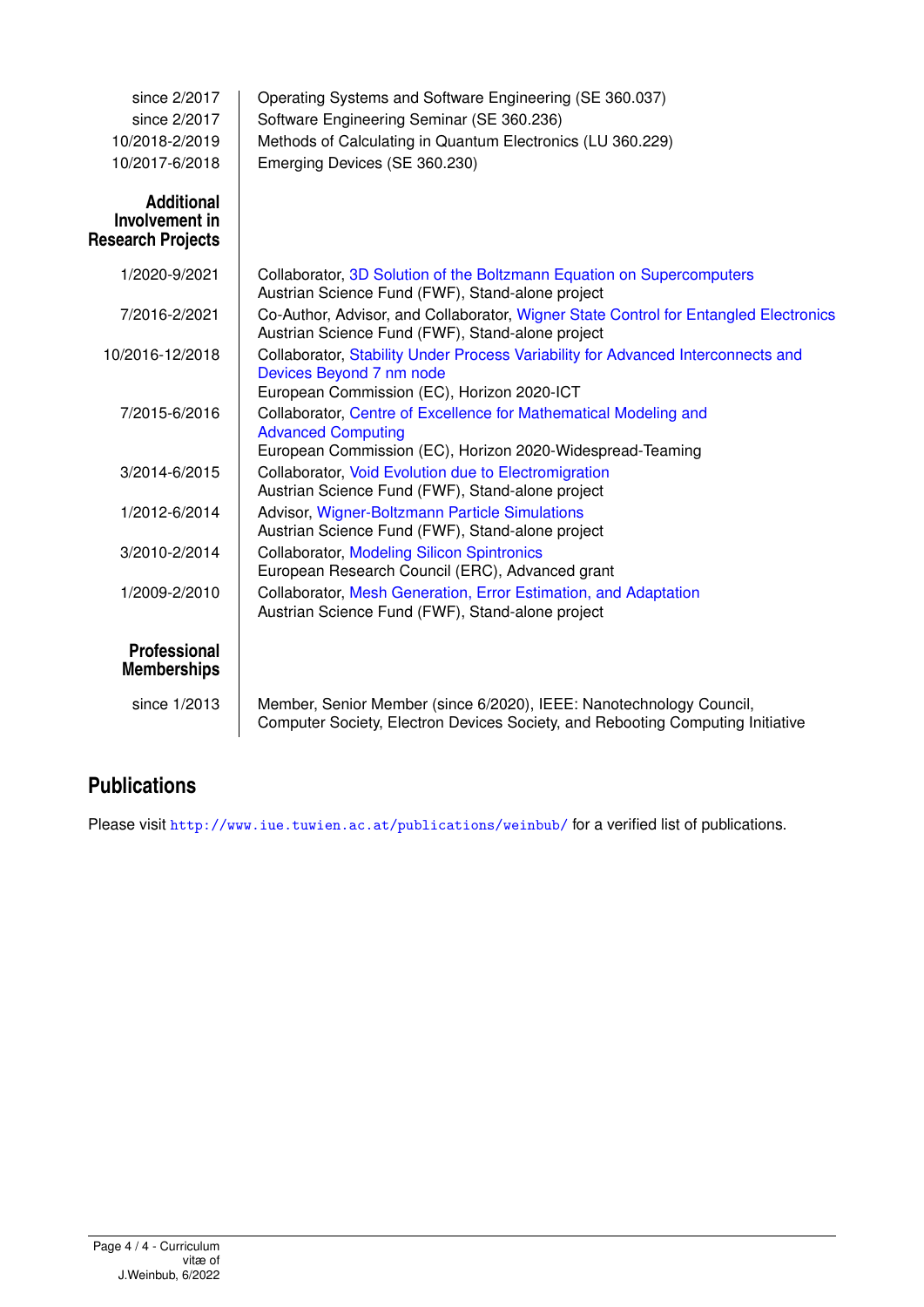since 2/2017 | Operating Systems and Software Engineering (SE 360.037)
since 2/2017 | Software Engineering Seminar (SE 360.236)
10/2018-2/2019 | Methods of Calculating in Quantum Electronics (LU 360.229)
10/2017-6/2018 | Emerging Devices (SE 360.230)

### Additional Involvement in Research Projects

| | |
|---|---|
| 1/2020-9/2021 | Collaborator, 3D Solution of the Boltzmann Equation on Supercomputers<br>Austrian Science Fund (FWF), Stand-alone project |
| 7/2016-2/2021 | Co-Author, Advisor, and Collaborator, Wigner State Control for Entangled Electronics<br>Austrian Science Fund (FWF), Stand-alone project |
| 10/2016-12/2018 | Collaborator, Stability Under Process Variability for Advanced Interconnects and Devices Beyond 7 nm node<br>European Commission (EC), Horizon 2020-ICT |
| 7/2015-6/2016 | Collaborator, Centre of Excellence for Mathematical Modeling and Advanced Computing<br>European Commission (EC), Horizon 2020-Widespread-Teaming |
| 3/2014-6/2015 | Collaborator, Void Evolution due to Electromigration<br>Austrian Science Fund (FWF), Stand-alone project |
| 1/2012-6/2014 | Advisor, Wigner-Boltzmann Particle Simulations<br>Austrian Science Fund (FWF), Stand-alone project |
| 3/2010-2/2014 | Collaborator, Modeling Silicon Spintronics<br>European Research Council (ERC), Advanced grant |
| 1/2009-2/2010 | Collaborator, Mesh Generation, Error Estimation, and Adaptation<br>Austrian Science Fund (FWF), Stand-alone project |

### Professional Memberships

| | |
|---|---|
| since 1/2013 | Member, Senior Member (since 6/2020), IEEE: Nanotechnology Council, Computer Society, Electron Devices Society, and Rebooting Computing Initiative |

## Publications

Please visit http://www.iue.tuwien.ac.at/publications/weinbub/ for a verified list of publications.